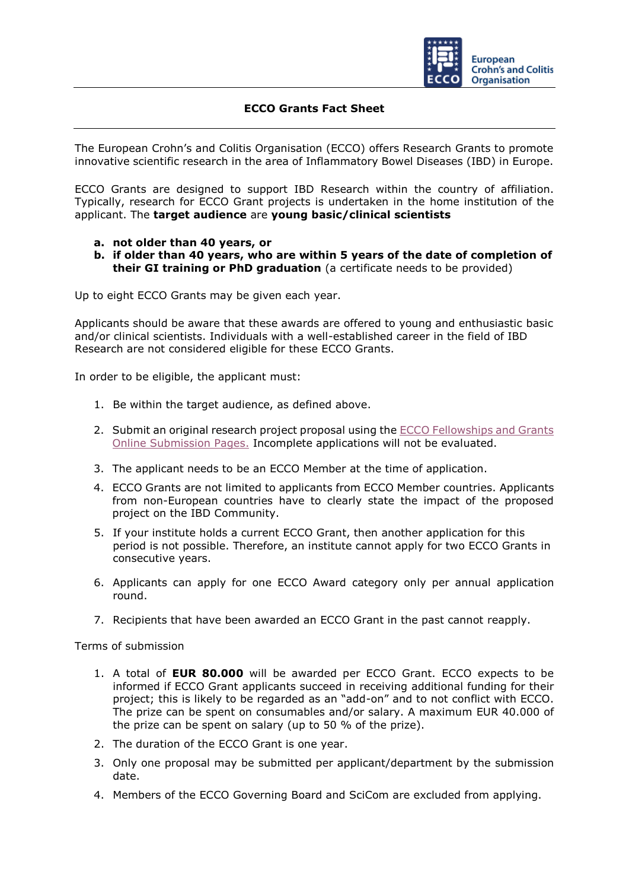# ECCO Grants Fact Sheet

The European Crohn's and Colitis Organisation (ECCO) offers Research Grants to promote innovative scientific research in the area of Inflammatory Bowel Diseases (IBD) in Europe.

ECCO Grants are designed to support IBD Research within the country of affiliation. Typically, research for ECCO Grant projects is undertaken in the home institution of the applicant. The **target audience** are **young basic/clinical scientists**

a. **not older than 40 years, or**
b. **if older than 40 years, who are within 5 years of the date of completion of their GI training or PhD graduation** (a certificate needs to be provided)

Up to eight ECCO Grants may be given each year.

Applicants should be aware that these awards are offered to young and enthusiastic basic and/or clinical scientists. Individuals with a well-established career in the field of IBD Research are not considered eligible for these ECCO Grants.

In order to be eligible, the applicant must:

1. Be within the target audience, as defined above.
2. Submit an original research project proposal using the ECCO Fellowships and Grants Online Submission Pages. Incomplete applications will not be evaluated.
3. The applicant needs to be an ECCO Member at the time of application.
4. ECCO Grants are not limited to applicants from ECCO Member countries. Applicants from non-European countries have to clearly state the impact of the proposed project on the IBD Community.
5. If your institute holds a current ECCO Grant, then another application for this period is not possible. Therefore, an institute cannot apply for two ECCO Grants in consecutive years.
6. Applicants can apply for one ECCO Award category only per annual application round.
7. Recipients that have been awarded an ECCO Grant in the past cannot reapply.

Terms of submission

1. A total of **EUR 80.000** will be awarded per ECCO Grant. ECCO expects to be informed if ECCO Grant applicants succeed in receiving additional funding for their project; this is likely to be regarded as an "add-on" and to not conflict with ECCO. The prize can be spent on consumables and/or salary. A maximum EUR 40.000 of the prize can be spent on salary (up to 50 % of the prize).
2. The duration of the ECCO Grant is one year.
3. Only one proposal may be submitted per applicant/department by the submission date.
4. Members of the ECCO Governing Board and SciCom are excluded from applying.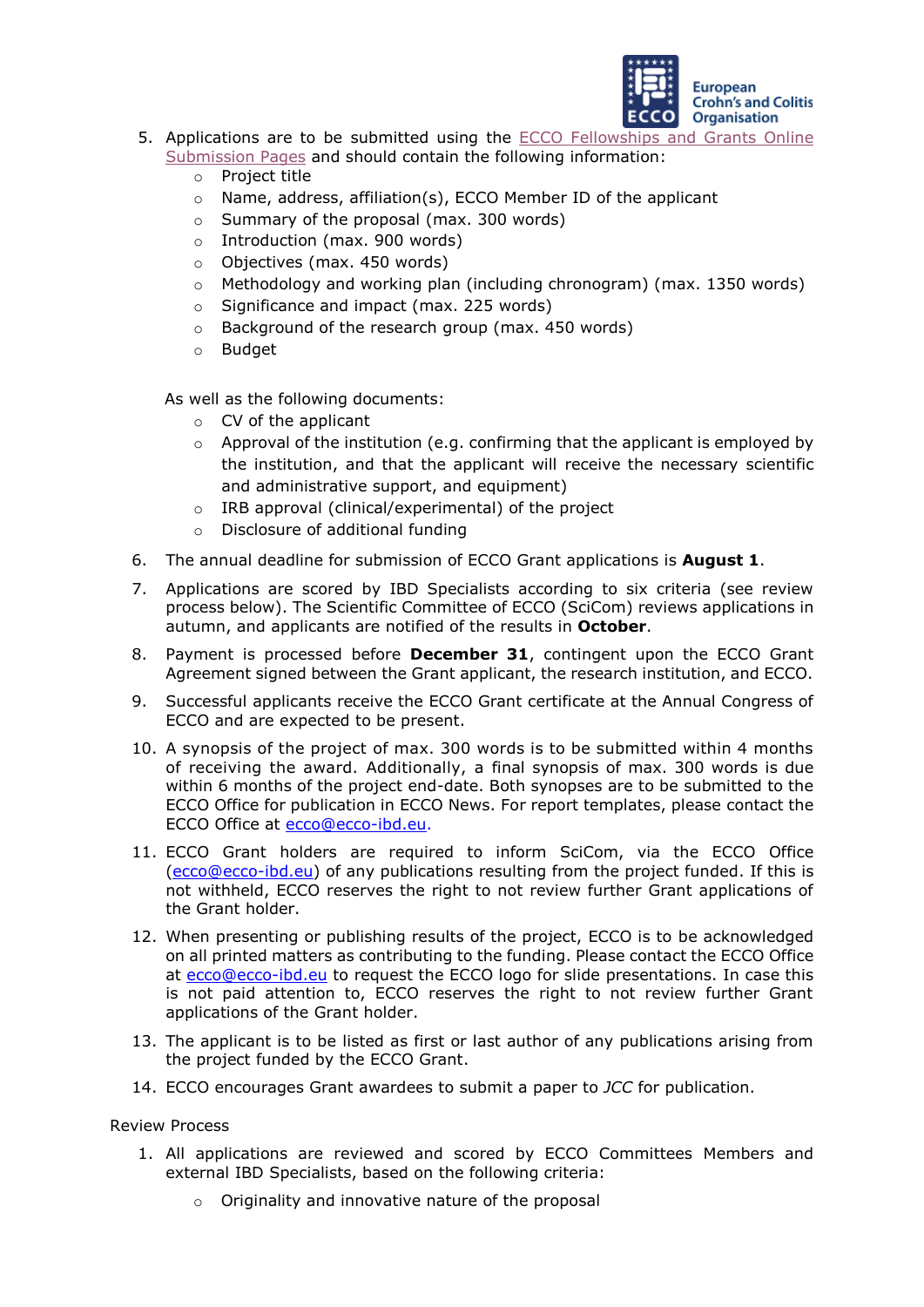5. Applications are to be submitted using the [ECCO Fellowships and Grants Online Submission Pages] and should contain the following information:
   - Project title
   - Name, address, affiliation(s), ECCO Member ID of the applicant
   - Summary of the proposal (max. 300 words)
   - Introduction (max. 900 words)
   - Objectives (max. 450 words)
   - Methodology and working plan (including chronogram) (max. 1350 words)
   - Significance and impact (max. 225 words)
   - Background of the research group (max. 450 words)
   - Budget

   As well as the following documents:
   - CV of the applicant
   - Approval of the institution (e.g. confirming that the applicant is employed by the institution, and that the applicant will receive the necessary scientific and administrative support, and equipment)
   - IRB approval (clinical/experimental) of the project
   - Disclosure of additional funding
6. The annual deadline for submission of ECCO Grant applications is **August 1**.
7. Applications are scored by IBD Specialists according to six criteria (see review process below). The Scientific Committee of ECCO (SciCom) reviews applications in autumn, and applicants are notified of the results in **October**.
8. Payment is processed before **December 31**, contingent upon the ECCO Grant Agreement signed between the Grant applicant, the research institution, and ECCO.
9. Successful applicants receive the ECCO Grant certificate at the Annual Congress of ECCO and are expected to be present.
10. A synopsis of the project of max. 300 words is to be submitted within 4 months of receiving the award. Additionally, a final synopsis of max. 300 words is due within 6 months of the project end-date. Both synopses are to be submitted to the ECCO Office for publication in ECCO News. For report templates, please contact the ECCO Office at ecco@ecco-ibd.eu.
11. ECCO Grant holders are required to inform SciCom, via the ECCO Office (ecco@ecco-ibd.eu) of any publications resulting from the project funded. If this is not withheld, ECCO reserves the right to not review further Grant applications of the Grant holder.
12. When presenting or publishing results of the project, ECCO is to be acknowledged on all printed matters as contributing to the funding. Please contact the ECCO Office at ecco@ecco-ibd.eu to request the ECCO logo for slide presentations. In case this is not paid attention to, ECCO reserves the right to not review further Grant applications of the Grant holder.
13. The applicant is to be listed as first or last author of any publications arising from the project funded by the ECCO Grant.
14. ECCO encourages Grant awardees to submit a paper to *JCC* for publication.

Review Process

1. All applications are reviewed and scored by ECCO Committees Members and external IBD Specialists, based on the following criteria:
   - Originality and innovative nature of the proposal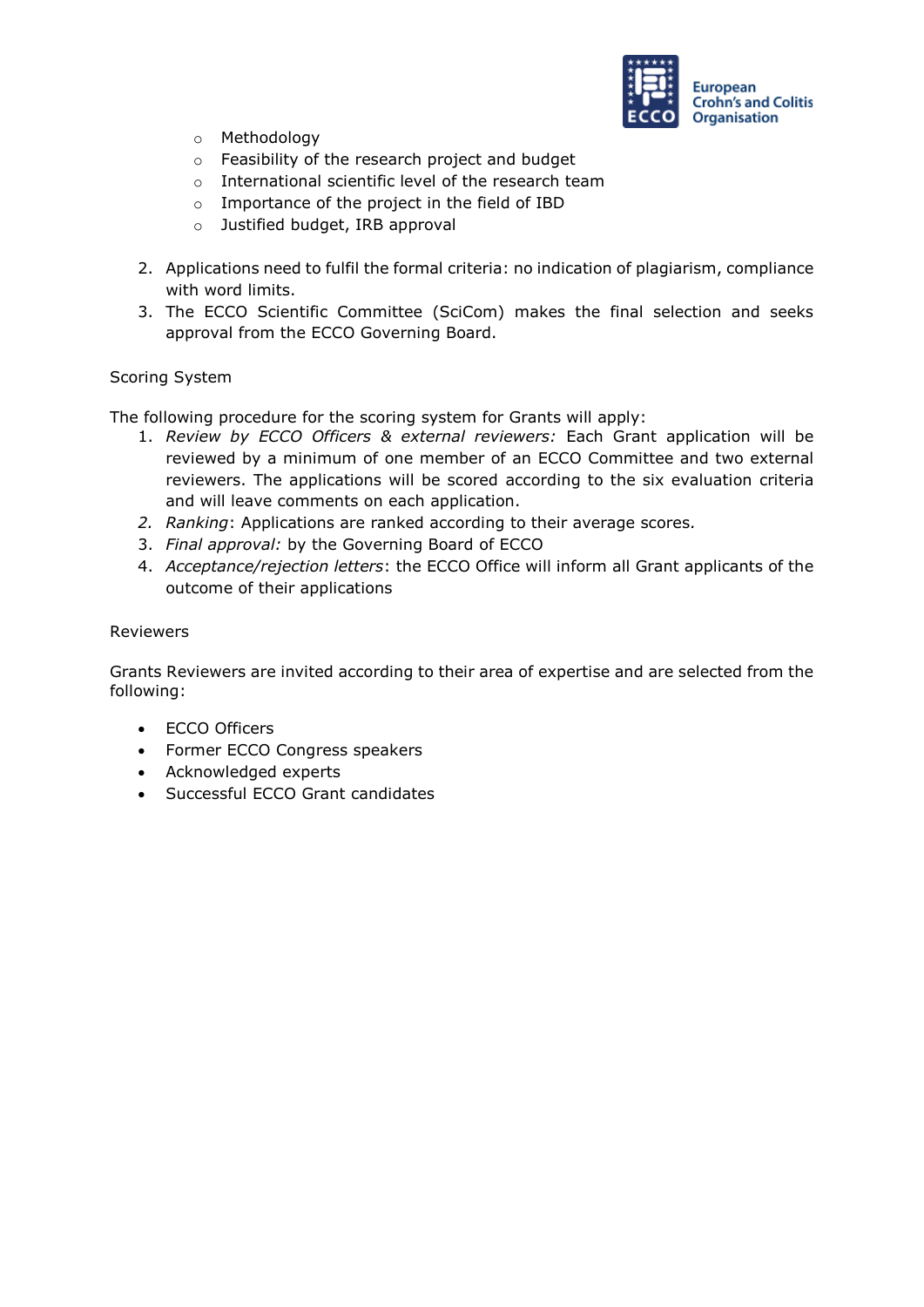- Methodology
  - Feasibility of the research project and budget
  - International scientific level of the research team
  - Importance of the project in the field of IBD
  - Justified budget, IRB approval

2. Applications need to fulfil the formal criteria: no indication of plagiarism, compliance with word limits.
3. The ECCO Scientific Committee (SciCom) makes the final selection and seeks approval from the ECCO Governing Board.

Scoring System

The following procedure for the scoring system for Grants will apply:

1. *Review by ECCO Officers & external reviewers:* Each Grant application will be reviewed by a minimum of one member of an ECCO Committee and two external reviewers. The applications will be scored according to the six evaluation criteria and will leave comments on each application.
2. *Ranking*: Applications are ranked according to their average scores.
3. *Final approval:* by the Governing Board of ECCO
4. *Acceptance/rejection letters*: the ECCO Office will inform all Grant applicants of the outcome of their applications

Reviewers

Grants Reviewers are invited according to their area of expertise and are selected from the following:

- ECCO Officers
- Former ECCO Congress speakers
- Acknowledged experts
- Successful ECCO Grant candidates